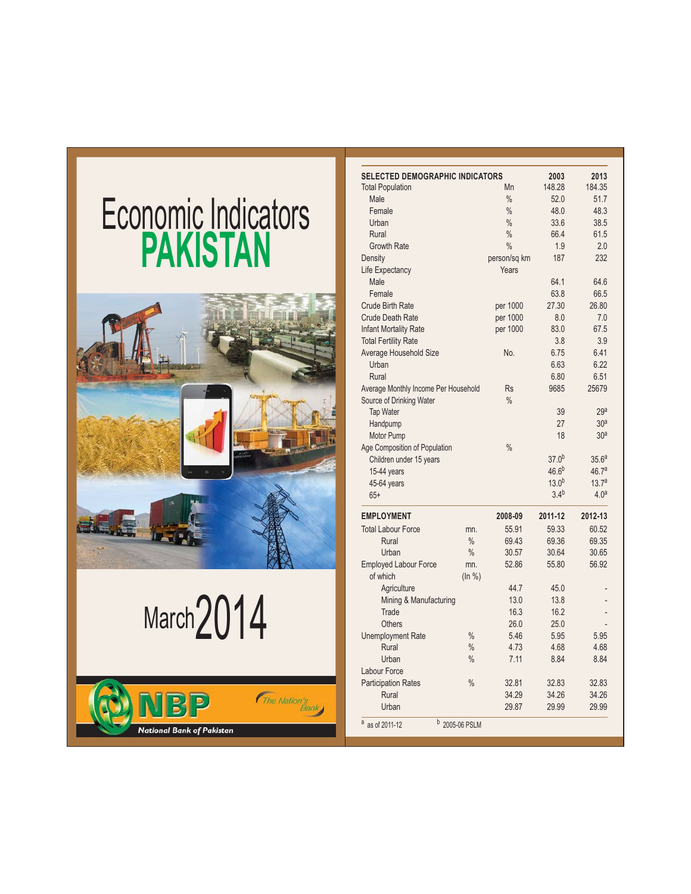# Economic Indicators
# PAKISTAN

March 2014

NBP
*The Nation's Bank*
National Bank of Pakistan

| SELECTED DEMOGRAPHIC INDICATORS | | 2003 | 2013 |
|---|---|---|---|
| Total Population | Mn | 148.28 | 184.35 |
| Male | % | 52.0 | 51.7 |
| Female | % | 48.0 | 48.3 |
| Urban | % | 33.6 | 38.5 |
| Rural | % | 66.4 | 61.5 |
| Growth Rate | % | 1.9 | 2.0 |
| Density | person/sq km | 187 | 232 |
| Life Expectancy | Years | | |
| Male | | 64.1 | 64.6 |
| Female | | 63.8 | 66.5 |
| Crude Birth Rate | per 1000 | 27.30 | 26.80 |
| Crude Death Rate | per 1000 | 8.0 | 7.0 |
| Infant Mortality Rate | per 1000 | 83.0 | 67.5 |
| Total Fertility Rate | | 3.8 | 3.9 |
| Average Household Size | No. | 6.75 | 6.41 |
| Urban | | 6.63 | 6.22 |
| Rural | | 6.80 | 6.51 |
| Average Monthly Income Per Household | Rs | 9685 | 25679 |
| Source of Drinking Water | % | | |
| Tap Water | | 39 | 29[a] |
| Handpump | | 27 | 30[a] |
| Motor Pump | | 18 | 30[a] |
| Age Composition of Population | % | | |
| Children under 15 years | | 37.0[b] | 35.6[a] |
| 15-44 years | | 46.6[b] | 46.7[a] |
| 45-64 years | | 13.0[b] | 13.7[a] |
| 65+ | | 3.4[b] | 4.0[a] |

| EMPLOYMENT | | 2008-09 | 2011-12 | 2012-13 |
|---|---|---|---|---|
| Total Labour Force | mn. | 55.91 | 59.33 | 60.52 |
| Rural | % | 69.43 | 69.36 | 69.35 |
| Urban | % | 30.57 | 30.64 | 30.65 |
| Employed Labour Force | mn. | 52.86 | 55.80 | 56.92 |
| of which | (In %) | | | |
| Agriculture | | 44.7 | 45.0 | - |
| Mining & Manufacturing | | 13.0 | 13.8 | - |
| Trade | | 16.3 | 16.2 | - |
| Others | | 26.0 | 25.0 | - |
| Unemployment Rate | % | 5.46 | 5.95 | 5.95 |
| Rural | % | 4.73 | 4.68 | 4.68 |
| Urban | % | 7.11 | 8.84 | 8.84 |
| Labour Force Participation Rates | % | 32.81 | 32.83 | 32.83 |
| Rural | | 34.29 | 34.26 | 34.26 |
| Urban | | 29.87 | 29.99 | 29.99 |

[a] as of 2011-12 [b] 2005-06 PSLM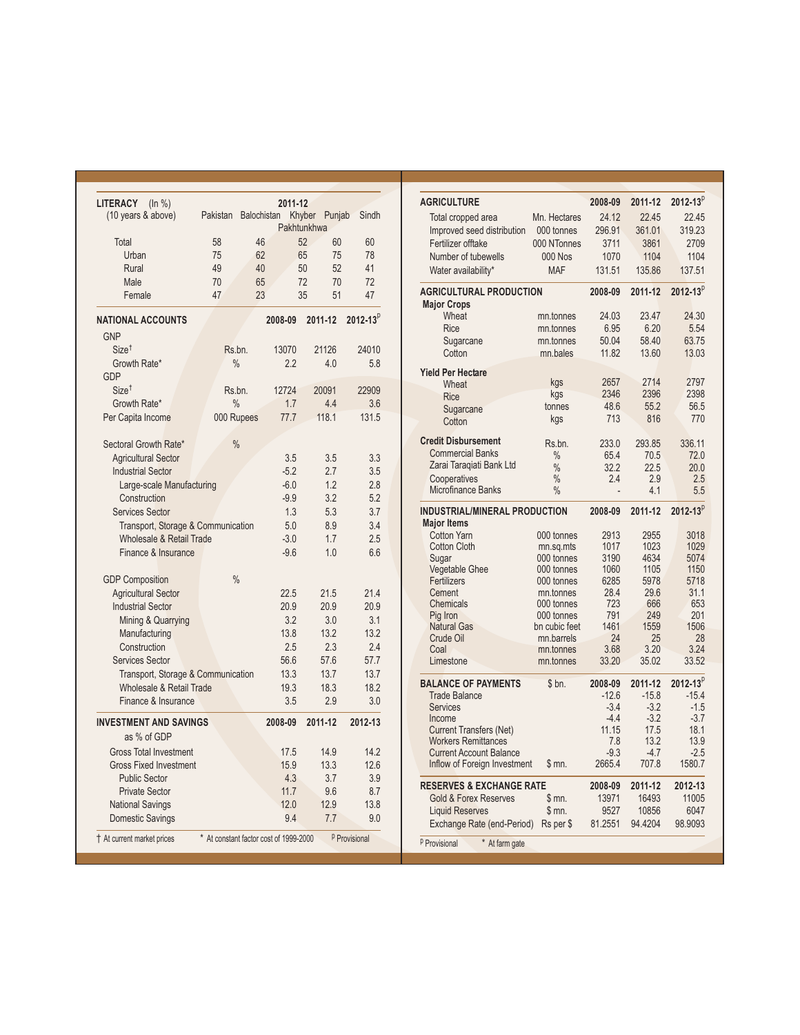## LITERACY (In %) (10 years & above)

| | 2011-12 | | | | |
|---|---|---|---|---|---|
| | Pakistan | Balochistan | Khyber Pakhtunkhwa | Punjab | Sindh |
| Total | 58 | 46 | 52 | 60 | 60 |
| Urban | 75 | 62 | 65 | 75 | 78 |
| Rural | 49 | 40 | 50 | 52 | 41 |
| Male | 70 | 65 | 72 | 70 | 72 |
| Female | 47 | 23 | 35 | 51 | 47 |

## NATIONAL ACCOUNTS

| | | 2008-09 | 2011-12 | 2012-13[P] |
|---|---|---|---|---|
| **GNP** | | | | |
| Size† | Rs.bn. | 13070 | 21126 | 24010 |
| Growth Rate* | % | 2.2 | 4.0 | 5.8 |
| **GDP** | | | | |
| Size† | Rs.bn. | 12724 | 20091 | 22909 |
| Growth Rate* | % | 1.7 | 4.4 | 3.6 |
| Per Capita Income | 000 Rupees | 77.7 | 118.1 | 131.5 |
| Sectoral Growth Rate* | % | | | |
| Agricultural Sector | | 3.5 | 3.5 | 3.3 |
| Industrial Sector | | -5.2 | 2.7 | 3.5 |
| Large-scale Manufacturing | | -6.0 | 1.2 | 2.8 |
| Construction | | -9.9 | 3.2 | 5.2 |
| Services Sector | | 1.3 | 5.3 | 3.7 |
| Transport, Storage & Communication | | 5.0 | 8.9 | 3.4 |
| Wholesale & Retail Trade | | -3.0 | 1.7 | 2.5 |
| Finance & Insurance | | -9.6 | 1.0 | 6.6 |
| GDP Composition | % | | | |
| Agricultural Sector | | 22.5 | 21.5 | 21.4 |
| Industrial Sector | | 20.9 | 20.9 | 20.9 |
| Mining & Quarrying | | 3.2 | 3.0 | 3.1 |
| Manufacturing | | 13.8 | 13.2 | 13.2 |
| Construction | | 2.5 | 2.3 | 2.4 |
| Services Sector | | 56.6 | 57.6 | 57.7 |
| Transport, Storage & Communication | | 13.3 | 13.7 | 13.7 |
| Wholesale & Retail Trade | | 19.3 | 18.3 | 18.2 |
| Finance & Insurance | | 3.5 | 2.9 | 3.0 |

## INVESTMENT AND SAVINGS

| as % of GDP | 2008-09 | 2011-12 | 2012-13 |
|---|---|---|---|
| Gross Total Investment | 17.5 | 14.9 | 14.2 |
| Gross Fixed Investment | 15.9 | 13.3 | 12.6 |
| Public Sector | 4.3 | 3.7 | 3.9 |
| Private Sector | 11.7 | 9.6 | 8.7 |
| National Savings | 12.0 | 12.9 | 13.8 |
| Domestic Savings | 9.4 | 7.7 | 9.0 |

† At current market prices * At constant factor cost of 1999-2000 P Provisional

## AGRICULTURE

| | | 2008-09 | 2011-12 | 2012-13[P] |
|---|---|---|---|---|
| Total cropped area | Mn. Hectares | 24.12 | 22.45 | 22.45 |
| Improved seed distribution | 000 tonnes | 296.91 | 361.01 | 319.23 |
| Fertilizer offtake | 000 NTonnes | 3711 | 3861 | 2709 |
| Number of tubewells | 000 Nos | 1070 | 1104 | 1104 |
| Water availability* | MAF | 131.51 | 135.86 | 137.51 |

## AGRICULTURAL PRODUCTION

| | | 2008-09 | 2011-12 | 2012-13[P] |
|---|---|---|---|---|
| **Major Crops** | | | | |
| Wheat | mn.tonnes | 24.03 | 23.47 | 24.30 |
| Rice | mn.tonnes | 6.95 | 6.20 | 5.54 |
| Sugarcane | mn.tonnes | 50.04 | 58.40 | 63.75 |
| Cotton | mn.bales | 11.82 | 13.60 | 13.03 |
| **Yield Per Hectare** | | | | |
| Wheat | kgs | 2657 | 2714 | 2797 |
| Rice | kgs | 2346 | 2396 | 2398 |
| Sugarcane | tonnes | 48.6 | 55.2 | 56.5 |
| Cotton | kgs | 713 | 816 | 770 |
| **Credit Disbursement** | Rs.bn. | 233.0 | 293.85 | 336.11 |
| Commercial Banks | % | 65.4 | 70.5 | 72.0 |
| Zarai Taraqiati Bank Ltd | % | 32.2 | 22.5 | 20.0 |
| Cooperatives | % | 2.4 | 2.9 | 2.5 |
| Microfinance Banks | % | - | 4.1 | 5.5 |

## INDUSTRIAL/MINERAL PRODUCTION

| | | 2008-09 | 2011-12 | 2012-13[P] |
|---|---|---|---|---|
| **Major Items** | | | | |
| Cotton Yarn | 000 tonnes | 2913 | 2955 | 3018 |
| Cotton Cloth | mn.sq.mts | 1017 | 1023 | 1029 |
| Sugar | 000 tonnes | 3190 | 4634 | 5074 |
| Vegetable Ghee | 000 tonnes | 1060 | 1105 | 1150 |
| Fertilizers | 000 tonnes | 6285 | 5978 | 5718 |
| Cement | mn.tonnes | 28.4 | 29.6 | 31.1 |
| Chemicals | 000 tonnes | 723 | 666 | 653 |
| Pig Iron | 000 tonnes | 791 | 249 | 201 |
| Natural Gas | bn cubic feet | 1461 | 1559 | 1506 |
| Crude Oil | mn.barrels | 24 | 25 | 28 |
| Coal | mn.tonnes | 3.68 | 3.20 | 3.24 |
| Limestone | mn.tonnes | 33.20 | 35.02 | 33.52 |

## BALANCE OF PAYMENTS

| | $ bn. | 2008-09 | 2011-12 | 2012-13[P] |
|---|---|---|---|---|
| Trade Balance | | -12.6 | -15.8 | -15.4 |
| Services | | -3.4 | -3.2 | -1.5 |
| Income | | -4.4 | -3.2 | -3.7 |
| Current Transfers (Net) | | 11.15 | 17.5 | 18.1 |
| Workers Remittances | | 7.8 | 13.2 | 13.9 |
| Current Account Balance | | -9.3 | -4.7 | -2.5 |
| Inflow of Foreign Investment | $ mn. | 2665.4 | 707.8 | 1580.7 |

## RESERVES & EXCHANGE RATE

| | | 2008-09 | 2011-12 | 2012-13 |
|---|---|---|---|---|
| Gold & Forex Reserves | $ mn. | 13971 | 16493 | 11005 |
| Liquid Reserves | $ mn. | 9527 | 10856 | 6047 |
| Exchange Rate (end-Period) | Rs per $ | 81.2551 | 94.4204 | 98.9093 |

P Provisional * At farm gate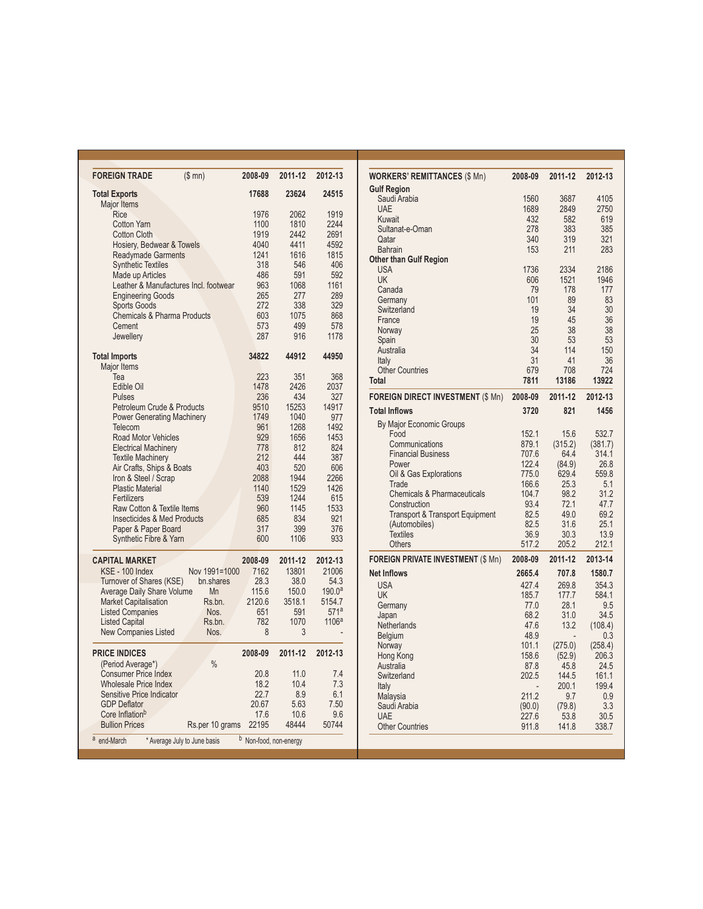| FOREIGN TRADE ($ mn) | 2008-09 | 2011-12 | 2012-13 |
|---|---|---|---|
| **Total Exports** | **17688** | **23624** | **24515** |
| Major Items | | | |
| Rice | 1976 | 2062 | 1919 |
| Cotton Yarn | 1100 | 1810 | 2244 |
| Cotton Cloth | 1919 | 2442 | 2691 |
| Hosiery, Bedwear & Towels | 4040 | 4411 | 4592 |
| Readymade Garments | 1241 | 1616 | 1815 |
| Synthetic Textiles | 318 | 546 | 406 |
| Made up Articles | 486 | 591 | 592 |
| Leather & Manufactures Incl. footwear | 963 | 1068 | 1161 |
| Engineering Goods | 265 | 277 | 289 |
| Sports Goods | 272 | 338 | 329 |
| Chemicals & Pharma Products | 603 | 1075 | 868 |
| Cement | 573 | 499 | 578 |
| Jewellery | 287 | 916 | 1178 |
| **Total Imports** | **34822** | **44912** | **44950** |
| Major Items | | | |
| Tea | 223 | 351 | 368 |
| Edible Oil | 1478 | 2426 | 2037 |
| Pulses | 236 | 434 | 327 |
| Petroleum Crude & Products | 9510 | 15253 | 14917 |
| Power Generating Machinery | 1749 | 1040 | 977 |
| Telecom | 961 | 1268 | 1492 |
| Road Motor Vehicles | 929 | 1656 | 1453 |
| Electrical Machinery | 778 | 812 | 824 |
| Textile Machinery | 212 | 444 | 387 |
| Air Crafts, Ships & Boats | 403 | 520 | 606 |
| Iron & Steel / Scrap | 2088 | 1944 | 2266 |
| Plastic Material | 1140 | 1529 | 1426 |
| Fertilizers | 539 | 1244 | 615 |
| Raw Cotton & Textile Items | 960 | 1145 | 1533 |
| Insecticides & Med Products | 685 | 834 | 921 |
| Paper & Paper Board | 317 | 399 | 376 |
| Synthetic Fibre & Yarn | 600 | 1106 | 933 |

| CAPITAL MARKET | | 2008-09 | 2011-12 | 2012-13 |
|---|---|---|---|---|
| KSE - 100 Index | Nov 1991=1000 | 7162 | 13801 | 21006 |
| Turnover of Shares (KSE) | bn.shares | 28.3 | 38.0 | 54.3 |
| Average Daily Share Volume | Mn | 115.6 | 150.0 | 190.0[a] |
| Market Capitalisation | Rs.bn. | 2120.6 | 3518.1 | 5154.7 |
| Listed Companies | Nos. | 651 | 591 | 571[a] |
| Listed Capital | Rs.bn. | 782 | 1070 | 1106[a] |
| New Companies Listed | Nos. | 8 | 3 | - |

| PRICE INDICES | | 2008-09 | 2011-12 | 2012-13 |
|---|---|---|---|---|
| (Period Average*) | % | | | |
| Consumer Price Index | | 20.8 | 11.0 | 7.4 |
| Wholesale Price Index | | 18.2 | 10.4 | 7.3 |
| Sensitive Price Indicator | | 22.7 | 8.9 | 6.1 |
| GDP Deflator | | 20.67 | 5.63 | 7.50 |
| Core Inflation[b] | | 17.6 | 10.6 | 9.6 |
| Bullion Prices | Rs.per 10 grams | 22195 | 48444 | 50744 |

[a] end-March  * Average July to June basis  [b] Non-food, non-energy

| WORKERS' REMITTANCES ($ Mn) | 2008-09 | 2011-12 | 2012-13 |
|---|---|---|---|
| **Gulf Region** | | | |
| Saudi Arabia | 1560 | 3687 | 4105 |
| UAE | 1689 | 2849 | 2750 |
| Kuwait | 432 | 582 | 619 |
| Sultanat-e-Oman | 278 | 383 | 385 |
| Qatar | 340 | 319 | 321 |
| Bahrain | 153 | 211 | 283 |
| **Other than Gulf Region** | | | |
| USA | 1736 | 2334 | 2186 |
| UK | 606 | 1521 | 1946 |
| Canada | 79 | 178 | 177 |
| Germany | 101 | 89 | 83 |
| Switzerland | 19 | 34 | 30 |
| France | 19 | 45 | 36 |
| Norway | 25 | 38 | 38 |
| Spain | 30 | 53 | 53 |
| Australia | 34 | 114 | 150 |
| Italy | 31 | 41 | 36 |
| Other Countries | 679 | 708 | 724 |
| **Total** | **7811** | **13186** | **13922** |

| FOREIGN DIRECT INVESTMENT ($ Mn) | 2008-09 | 2011-12 | 2012-13 |
|---|---|---|---|
| **Total Inflows** | **3720** | **821** | **1456** |
| By Major Economic Groups | | | |
| Food | 152.1 | 15.6 | 532.7 |
| Communications | 879.1 | (315.2) | (381.7) |
| Financial Business | 707.6 | 64.4 | 314.1 |
| Power | 122.4 | (84.9) | 26.8 |
| Oil & Gas Explorations | 775.0 | 629.4 | 559.8 |
| Trade | 166.6 | 25.3 | 5.1 |
| Chemicals & Pharmaceuticals | 104.7 | 98.2 | 31.2 |
| Construction | 93.4 | 72.1 | 47.7 |
| Transport & Transport Equipment | 82.5 | 49.0 | 69.2 |
| (Automobiles) | 82.5 | 31.6 | 25.1 |
| Textiles | 36.9 | 30.3 | 13.9 |
| Others | 517.2 | 205.2 | 212.1 |

| FOREIGN PRIVATE INVESTMENT ($ Mn) | 2008-09 | 2011-12 | 2013-14 |
|---|---|---|---|
| **Net Inflows** | **2665.4** | **707.8** | **1580.7** |
| USA | 427.4 | 269.8 | 354.3 |
| UK | 185.7 | 177.7 | 584.1 |
| Germany | 77.0 | 28.1 | 9.5 |
| Japan | 68.2 | 31.0 | 34.5 |
| Netherlands | 47.6 | 13.2 | (108.4) |
| Belgium | 48.9 | - | 0.3 |
| Norway | 101.1 | (275.0) | (258.4) |
| Hong Kong | 158.6 | (52.9) | 206.3 |
| Australia | 87.8 | 45.8 | 24.5 |
| Switzerland | 202.5 | 144.5 | 161.1 |
| Italy | - | 200.1 | 199.4 |
| Malaysia | 211.2 | 9.7 | 0.9 |
| Saudi Arabia | (90.0) | (79.8) | 3.3 |
| UAE | 227.6 | 53.8 | 30.5 |
| Other Countries | 911.8 | 141.8 | 338.7 |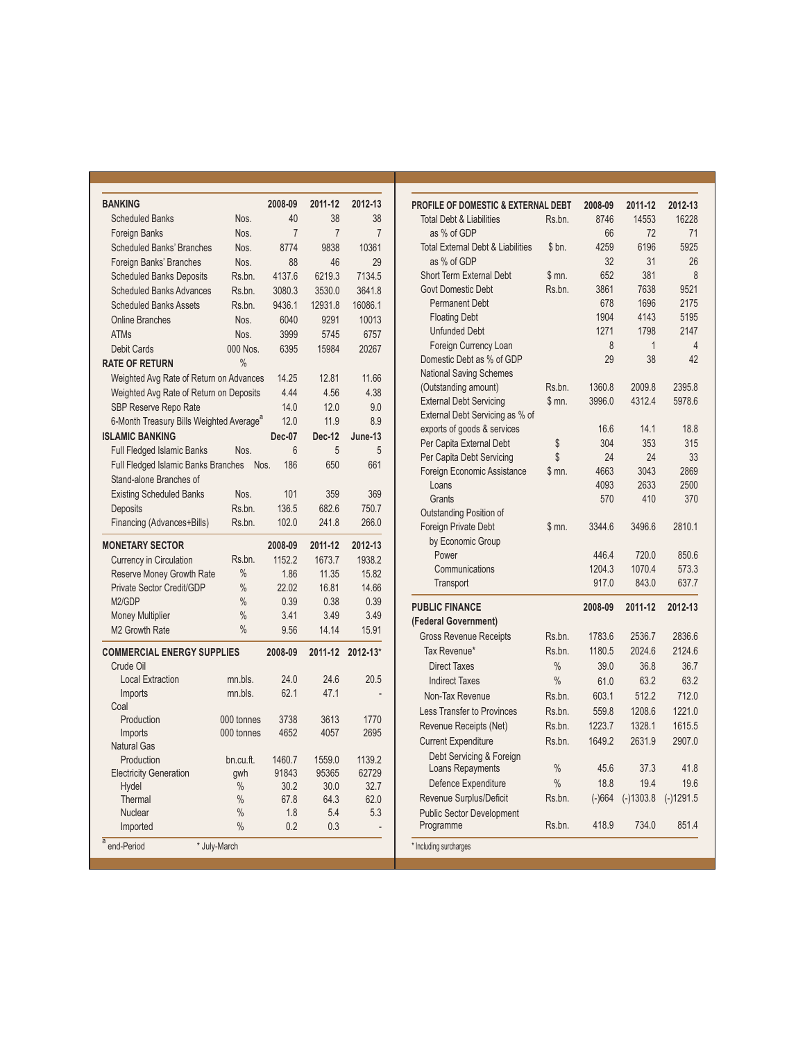| BANKING | | 2008-09 | 2011-12 | 2012-13 |
|---|---|---|---|---|
| Scheduled Banks | Nos. | 40 | 38 | 38 |
| Foreign Banks | Nos. | 7 | 7 | 7 |
| Scheduled Banks' Branches | Nos. | 8774 | 9838 | 10361 |
| Foreign Banks' Branches | Nos. | 88 | 46 | 29 |
| Scheduled Banks Deposits | Rs.bn. | 4137.6 | 6219.3 | 7134.5 |
| Scheduled Banks Advances | Rs.bn. | 3080.3 | 3530.0 | 3641.8 |
| Scheduled Banks Assets | Rs.bn. | 9436.1 | 12931.8 | 16086.1 |
| Online Branches | Nos. | 6040 | 9291 | 10013 |
| ATMs | Nos. | 3999 | 5745 | 6757 |
| Debit Cards | 000 Nos. | 6395 | 15984 | 20267 |
| **RATE OF RETURN** | % | | | |
| Weighted Avg Rate of Return on Advances | | 14.25 | 12.81 | 11.66 |
| Weighted Avg Rate of Return on Deposits | | 4.44 | 4.56 | 4.38 |
| SBP Reserve Repo Rate | | 14.0 | 12.0 | 9.0 |
| 6-Month Treasury Bills Weighted Average[a] | | 12.0 | 11.9 | 8.9 |
| **ISLAMIC BANKING** | | **Dec-07** | **Dec-12** | **June-13** |
| Full Fledged Islamic Banks | Nos. | 6 | 5 | 5 |
| Full Fledged Islamic Banks Branches | Nos. | 186 | 650 | 661 |
| Stand-alone Branches of Existing Scheduled Banks | Nos. | 101 | 359 | 369 |
| Deposits | Rs.bn. | 136.5 | 682.6 | 750.7 |
| Financing (Advances+Bills) | Rs.bn. | 102.0 | 241.8 | 266.0 |

| MONETARY SECTOR | | 2008-09 | 2011-12 | 2012-13 |
|---|---|---|---|---|
| Currency in Circulation | Rs.bn. | 1152.2 | 1673.7 | 1938.2 |
| Reserve Money Growth Rate | % | 1.86 | 11.35 | 15.82 |
| Private Sector Credit/GDP | % | 22.02 | 16.81 | 14.66 |
| M2/GDP | % | 0.39 | 0.38 | 0.39 |
| Money Multiplier | % | 3.41 | 3.49 | 3.49 |
| M2 Growth Rate | % | 9.56 | 14.14 | 15.91 |

| COMMERCIAL ENERGY SUPPLIES | | 2008-09 | 2011-12 | 2012-13* |
|---|---|---|---|---|
| Crude Oil | | | | |
| Local Extraction | mn.bls. | 24.0 | 24.6 | 20.5 |
| Imports | mn.bls. | 62.1 | 47.1 | - |
| Coal | | | | |
| Production | 000 tonnes | 3738 | 3613 | 1770 |
| Imports | 000 tonnes | 4652 | 4057 | 2695 |
| Natural Gas | | | | |
| Production | bn.cu.ft. | 1460.7 | 1559.0 | 1139.2 |
| Electricity Generation | gwh | 91843 | 95365 | 62729 |
| Hydel | % | 30.2 | 30.0 | 32.7 |
| Thermal | % | 67.8 | 64.3 | 62.0 |
| Nuclear | % | 1.8 | 5.4 | 5.3 |
| Imported | % | 0.2 | 0.3 | - |

[a] end-Period * July-March

| PROFILE OF DOMESTIC & EXTERNAL DEBT | | 2008-09 | 2011-12 | 2012-13 |
|---|---|---|---|---|
| Total Debt & Liabilities | Rs.bn. | 8746 | 14553 | 16228 |
| as % of GDP | | 66 | 72 | 71 |
| Total External Debt & Liabilities | $ bn. | 4259 | 6196 | 5925 |
| as % of GDP | | 32 | 31 | 26 |
| Short Term External Debt | $ mn. | 652 | 381 | 8 |
| Govt Domestic Debt | Rs.bn. | 3861 | 7638 | 9521 |
| Permanent Debt | | 678 | 1696 | 2175 |
| Floating Debt | | 1904 | 4143 | 5195 |
| Unfunded Debt | | 1271 | 1798 | 2147 |
| Foreign Currency Loan | | 8 | 1 | 4 |
| Domestic Debt as % of GDP | | 29 | 38 | 42 |
| National Saving Schemes (Outstanding amount) | Rs.bn. | 1360.8 | 2009.8 | 2395.8 |
| External Debt Servicing | $ mn. | 3996.0 | 4312.4 | 5978.6 |
| External Debt Servicing as % of exports of goods & services | | 16.6 | 14.1 | 18.8 |
| Per Capita External Debt | $ | 304 | 353 | 315 |
| Per Capita Debt Servicing | $ | 24 | 24 | 33 |
| Foreign Economic Assistance | $ mn. | 4663 | 3043 | 2869 |
| Loans | | 4093 | 2633 | 2500 |
| Grants | | 570 | 410 | 370 |
| Outstanding Position of Foreign Private Debt | $ mn. | 3344.6 | 3496.6 | 2810.1 |
| by Economic Group | | | | |
| Power | | 446.4 | 720.0 | 850.6 |
| Communications | | 1204.3 | 1070.4 | 573.3 |
| Transport | | 917.0 | 843.0 | 637.7 |

| PUBLIC FINANCE (Federal Government) | | 2008-09 | 2011-12 | 2012-13 |
|---|---|---|---|---|
| Gross Revenue Receipts | Rs.bn. | 1783.6 | 2536.7 | 2836.6 |
| Tax Revenue* | Rs.bn. | 1180.5 | 2024.6 | 2124.6 |
| Direct Taxes | % | 39.0 | 36.8 | 36.7 |
| Indirect Taxes | % | 61.0 | 63.2 | 63.2 |
| Non-Tax Revenue | Rs.bn. | 603.1 | 512.2 | 712.0 |
| Less Transfer to Provinces | Rs.bn. | 559.8 | 1208.6 | 1221.0 |
| Revenue Receipts (Net) | Rs.bn. | 1223.7 | 1328.1 | 1615.5 |
| Current Expenditure | Rs.bn. | 1649.2 | 2631.9 | 2907.0 |
| Debt Servicing & Foreign Loans Repayments | % | 45.6 | 37.3 | 41.8 |
| Defence Expenditure | % | 18.8 | 19.4 | 19.6 |
| Revenue Surplus/Deficit | Rs.bn. | (-)664 | (-)1303.8 | (-)1291.5 |
| Public Sector Development Programme | Rs.bn. | 418.9 | 734.0 | 851.4 |

* Including surcharges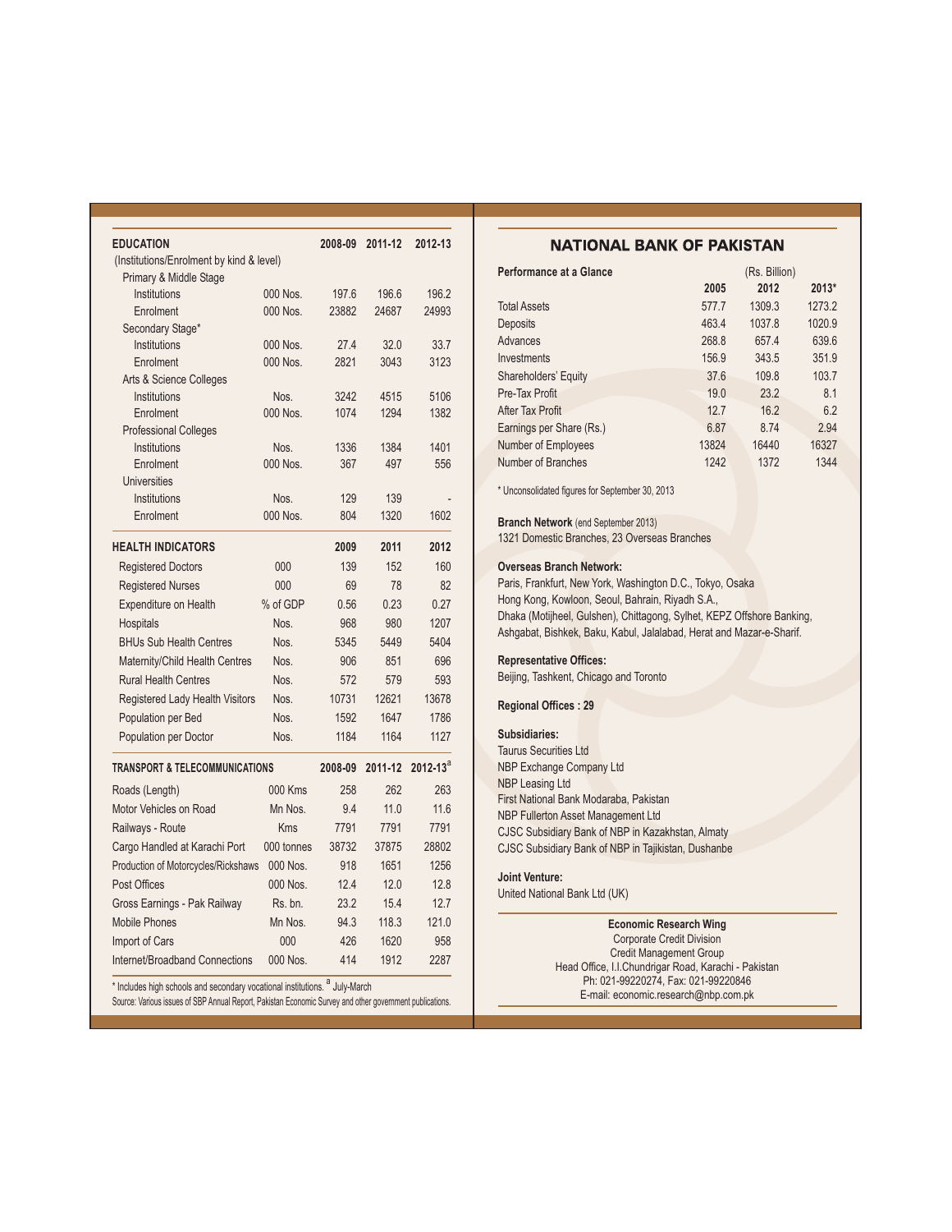| EDUCATION | | 2008-09 | 2011-12 | 2012-13 |
|---|---|---|---|---|
| (Institutions/Enrolment by kind & level) | | | | |
| Primary & Middle Stage | | | | |
| Institutions | 000 Nos. | 197.6 | 196.6 | 196.2 |
| Enrolment | 000 Nos. | 23882 | 24687 | 24993 |
| Secondary Stage* | | | | |
| Institutions | 000 Nos. | 27.4 | 32.0 | 33.7 |
| Enrolment | 000 Nos. | 2821 | 3043 | 3123 |
| Arts & Science Colleges | | | | |
| Institutions | Nos. | 3242 | 4515 | 5106 |
| Enrolment | 000 Nos. | 1074 | 1294 | 1382 |
| Professional Colleges | | | | |
| Institutions | Nos. | 1336 | 1384 | 1401 |
| Enrolment | 000 Nos. | 367 | 497 | 556 |
| Universities | | | | |
| Institutions | Nos. | 129 | 139 | - |
| Enrolment | 000 Nos. | 804 | 1320 | 1602 |

| HEALTH INDICATORS | | 2009 | 2011 | 2012 |
|---|---|---|---|---|
| Registered Doctors | 000 | 139 | 152 | 160 |
| Registered Nurses | 000 | 69 | 78 | 82 |
| Expenditure on Health | % of GDP | 0.56 | 0.23 | 0.27 |
| Hospitals | Nos. | 968 | 980 | 1207 |
| BHUs Sub Health Centres | Nos. | 5345 | 5449 | 5404 |
| Maternity/Child Health Centres | Nos. | 906 | 851 | 696 |
| Rural Health Centres | Nos. | 572 | 579 | 593 |
| Registered Lady Health Visitors | Nos. | 10731 | 12621 | 13678 |
| Population per Bed | Nos. | 1592 | 1647 | 1786 |
| Population per Doctor | Nos. | 1184 | 1164 | 1127 |

| TRANSPORT & TELECOMMUNICATIONS | | 2008-09 | 2011-12 | 2012-13[a] |
|---|---|---|---|---|
| Roads (Length) | 000 Kms | 258 | 262 | 263 |
| Motor Vehicles on Road | Mn Nos. | 9.4 | 11.0 | 11.6 |
| Railways - Route | Kms | 7791 | 7791 | 7791 |
| Cargo Handled at Karachi Port | 000 tonnes | 38732 | 37875 | 28802 |
| Production of Motorcycles/Rickshaws | 000 Nos. | 918 | 1651 | 1256 |
| Post Offices | 000 Nos. | 12.4 | 12.0 | 12.8 |
| Gross Earnings - Pak Railway | Rs. bn. | 23.2 | 15.4 | 12.7 |
| Mobile Phones | Mn Nos. | 94.3 | 118.3 | 121.0 |
| Import of Cars | 000 | 426 | 1620 | 958 |
| Internet/Broadband Connections | 000 Nos. | 414 | 1912 | 2287 |

* Includes high schools and secondary vocational institutions. [a] July-March

Source: Various issues of SBP Annual Report, Pakistan Economic Survey and other government publications.

## NATIONAL BANK OF PAKISTAN

| Performance at a Glance | (Rs. Billion) | | |
|---|---|---|---|
| | 2005 | 2012 | 2013* |
| Total Assets | 577.7 | 1309.3 | 1273.2 |
| Deposits | 463.4 | 1037.8 | 1020.9 |
| Advances | 268.8 | 657.4 | 639.6 |
| Investments | 156.9 | 343.5 | 351.9 |
| Shareholders' Equity | 37.6 | 109.8 | 103.7 |
| Pre-Tax Profit | 19.0 | 23.2 | 8.1 |
| After Tax Profit | 12.7 | 16.2 | 6.2 |
| Earnings per Share (Rs.) | 6.87 | 8.74 | 2.94 |
| Number of Employees | 13824 | 16440 | 16327 |
| Number of Branches | 1242 | 1372 | 1344 |

* Unconsolidated figures for September 30, 2013

**Branch Network** (end September 2013)
1321 Domestic Branches, 23 Overseas Branches

**Overseas Branch Network:**
Paris, Frankfurt, New York, Washington D.C., Tokyo, Osaka
Hong Kong, Kowloon, Seoul, Bahrain, Riyadh S.A.,
Dhaka (Motijheel, Gulshen), Chittagong, Sylhet, KEPZ Offshore Banking,
Ashgabat, Bishkek, Baku, Kabul, Jalalabad, Herat and Mazar-e-Sharif.

**Representative Offices:**
Beijing, Tashkent, Chicago and Toronto

**Regional Offices : 29**

**Subsidiaries:**
Taurus Securities Ltd
NBP Exchange Company Ltd
NBP Leasing Ltd
First National Bank Modaraba, Pakistan
NBP Fullerton Asset Management Ltd
CJSC Subsidiary Bank of NBP in Kazakhstan, Almaty
CJSC Subsidiary Bank of NBP in Tajikistan, Dushanbe

**Joint Venture:**
United National Bank Ltd (UK)

**Economic Research Wing**
Corporate Credit Division
Credit Management Group
Head Office, I.I.Chundrigar Road, Karachi - Pakistan
Ph: 021-99220274, Fax: 021-99220846
E-mail: economic.research@nbp.com.pk